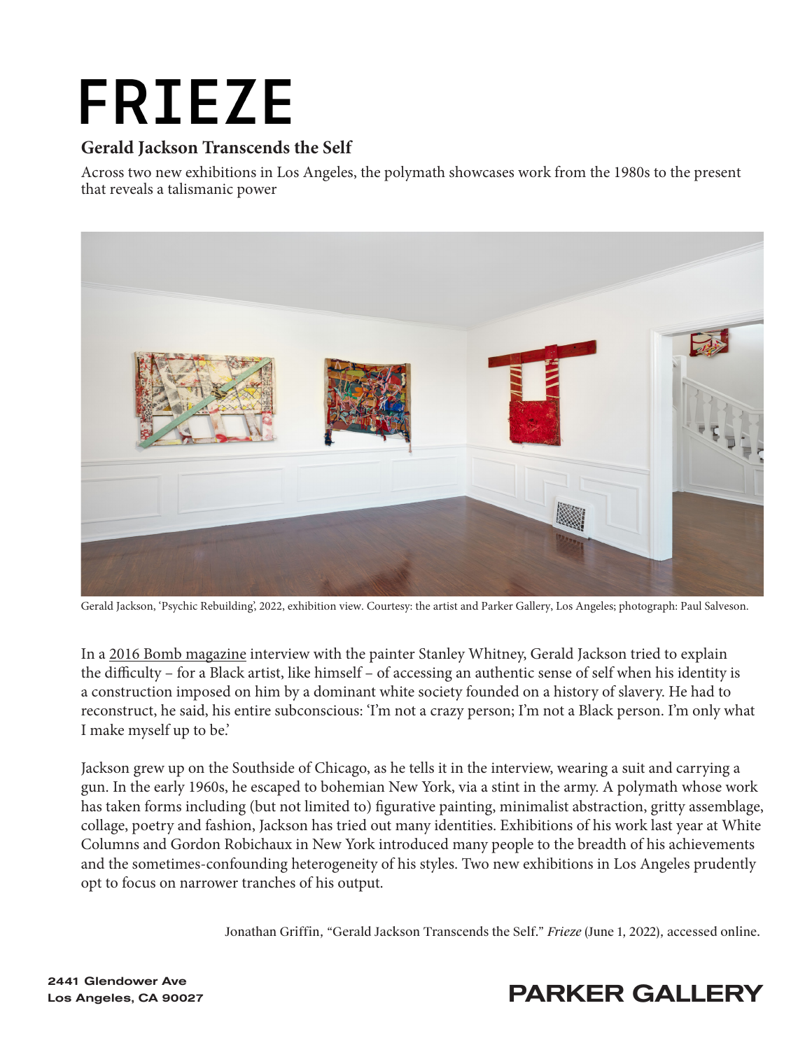# FRIEZE

## Gerald Jackson Transcends the Self

Across two new exhibitions in Los Angeles, the polymath showcases work from the 1980s to the present that reveals a talismanic power

Gerald Jackson, 'Psychic Rebuilding', 2022, exhibition view. Courtesy: the artist and Parker Gallery, Los Angeles; photograph: Paul Salveson.

In a 2016 Bomb magazine interview with the painter Stanley Whitney, Gerald Jackson tried to explain the difficulty – for a Black artist, like himself – of accessing an authentic sense of self when his identity is a construction imposed on him by a dominant white society founded on a history of slavery. He had to reconstruct, he said, his entire subconscious: 'I'm not a crazy person; I'm not a Black person. I'm only what I make myself up to be.'

Jackson grew up on the Southside of Chicago, as he tells it in the interview, wearing a suit and carrying a gun. In the early 1960s, he escaped to bohemian New York, via a stint in the army. A polymath whose work has taken forms including (but not limited to) figurative painting, minimalist abstraction, gritty assemblage, collage, poetry and fashion, Jackson has tried out many identities. Exhibitions of his work last year at White Columns and Gordon Robichaux in New York introduced many people to the breadth of his achievements and the sometimes-confounding heterogeneity of his styles. Two new exhibitions in Los Angeles prudently opt to focus on narrower tranches of his output.

Jonathan Griffin, "Gerald Jackson Transcends the Self." *Frieze* (June 1, 2022), accessed online.

2441 Glendower Ave
Los Angeles, CA 90027

PARKER GALLERY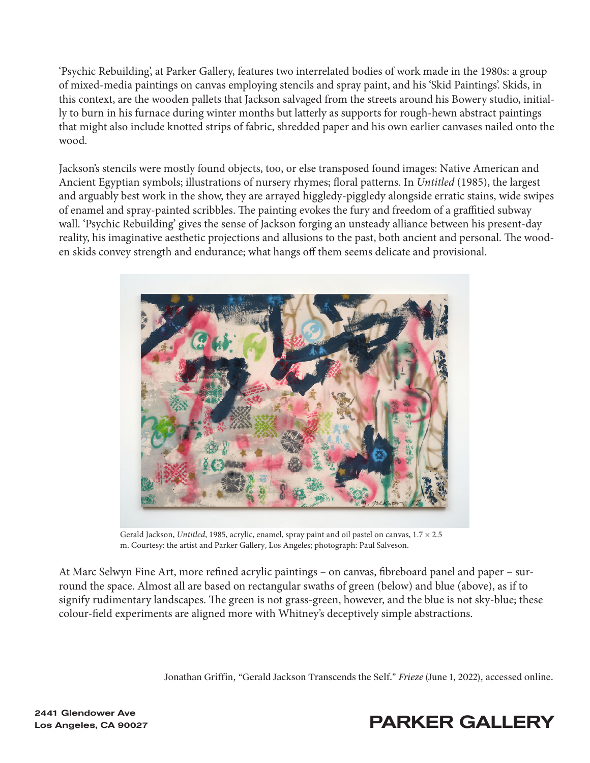'Psychic Rebuilding', at Parker Gallery, features two interrelated bodies of work made in the 1980s: a group of mixed-media paintings on canvas employing stencils and spray paint, and his 'Skid Paintings'. Skids, in this context, are the wooden pallets that Jackson salvaged from the streets around his Bowery studio, initially to burn in his furnace during winter months but latterly as supports for rough-hewn abstract paintings that might also include knotted strips of fabric, shredded paper and his own earlier canvases nailed onto the wood.

Jackson's stencils were mostly found objects, too, or else transposed found images: Native American and Ancient Egyptian symbols; illustrations of nursery rhymes; floral patterns. In *Untitled* (1985), the largest and arguably best work in the show, they are arrayed higgledy-piggledy alongside erratic stains, wide swipes of enamel and spray-painted scribbles. The painting evokes the fury and freedom of a graffitied subway wall. 'Psychic Rebuilding' gives the sense of Jackson forging an unsteady alliance between his present-day reality, his imaginative aesthetic projections and allusions to the past, both ancient and personal. The wooden skids convey strength and endurance; what hangs off them seems delicate and provisional.

Gerald Jackson, *Untitled*, 1985, acrylic, enamel, spray paint and oil pastel on canvas, 1.7 × 2.5 m. Courtesy: the artist and Parker Gallery, Los Angeles; photograph: Paul Salveson.

At Marc Selwyn Fine Art, more refined acrylic paintings – on canvas, fibreboard panel and paper – surround the space. Almost all are based on rectangular swaths of green (below) and blue (above), as if to signify rudimentary landscapes. The green is not grass-green, however, and the blue is not sky-blue; these colour-field experiments are aligned more with Whitney's deceptively simple abstractions.

Jonathan Griffin, "Gerald Jackson Transcends the Self." *Frieze* (June 1, 2022), accessed online.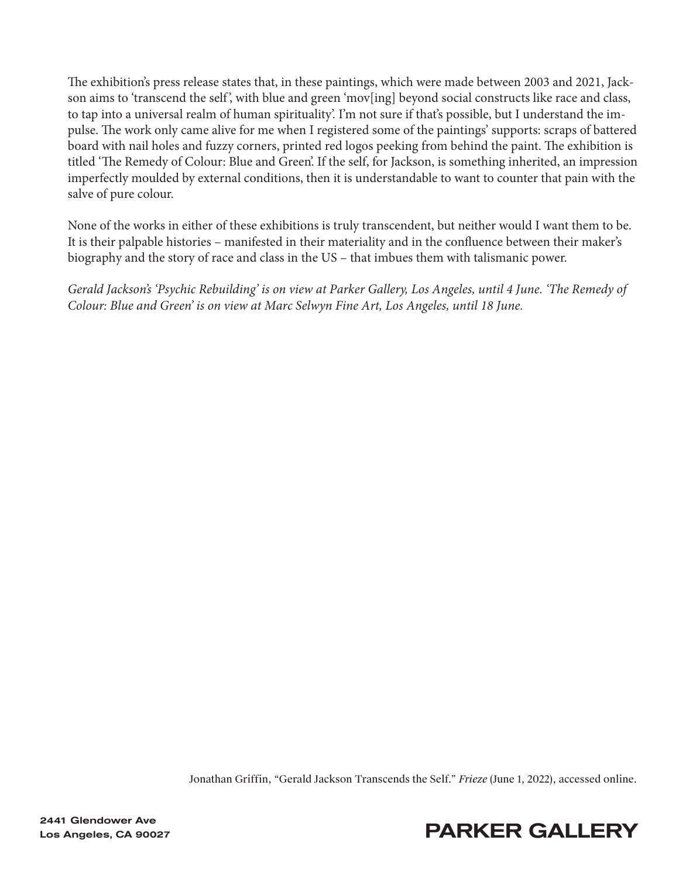The exhibition's press release states that, in these paintings, which were made between 2003 and 2021, Jackson aims to 'transcend the self', with blue and green 'mov[ing] beyond social constructs like race and class, to tap into a universal realm of human spirituality'. I'm not sure if that's possible, but I understand the impulse. The work only came alive for me when I registered some of the paintings' supports: scraps of battered board with nail holes and fuzzy corners, printed red logos peeking from behind the paint. The exhibition is titled 'The Remedy of Colour: Blue and Green'. If the self, for Jackson, is something inherited, an impression imperfectly moulded by external conditions, then it is understandable to want to counter that pain with the salve of pure colour.

None of the works in either of these exhibitions is truly transcendent, but neither would I want them to be. It is their palpable histories – manifested in their materiality and in the confluence between their maker's biography and the story of race and class in the US – that imbues them with talismanic power.

*Gerald Jackson's 'Psychic Rebuilding' is on view at Parker Gallery, Los Angeles, until 4 June. 'The Remedy of Colour: Blue and Green' is on view at Marc Selwyn Fine Art, Los Angeles, until 18 June.*

Jonathan Griffin, "Gerald Jackson Transcends the Self." *Frieze* (June 1, 2022), accessed online.

2441 Glendower Ave
Los Angeles, CA 90027

PARKER GALLERY